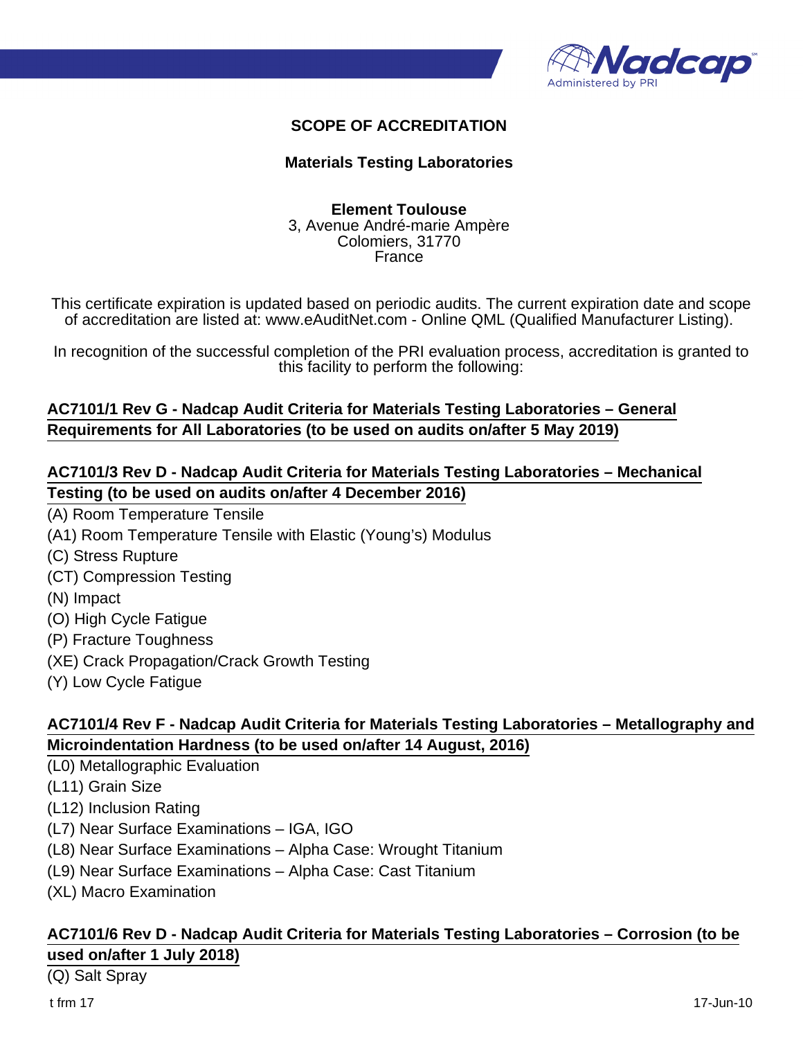**SCOPE OF ACCREDITATION**

**Materials Testing Laboratories**

**Element Toulouse**
3, Avenue André-marie Ampère
Colomiers, 31770
France

This certificate expiration is updated based on periodic audits. The current expiration date and scope of accreditation are listed at: www.eAuditNet.com - Online QML (Qualified Manufacturer Listing).

In recognition of the successful completion of the PRI evaluation process, accreditation is granted to this facility to perform the following:

**AC7101/1 Rev G - Nadcap Audit Criteria for Materials Testing Laboratories – General Requirements for All Laboratories (to be used on audits on/after 5 May 2019)**

**AC7101/3 Rev D - Nadcap Audit Criteria for Materials Testing Laboratories – Mechanical Testing (to be used on audits on/after 4 December 2016)**

(A) Room Temperature Tensile
(A1) Room Temperature Tensile with Elastic (Young's) Modulus
(C) Stress Rupture
(CT) Compression Testing
(N) Impact
(O) High Cycle Fatigue
(P) Fracture Toughness
(XE) Crack Propagation/Crack Growth Testing
(Y) Low Cycle Fatigue

**AC7101/4 Rev F - Nadcap Audit Criteria for Materials Testing Laboratories – Metallography and Microindentation Hardness (to be used on/after 14 August, 2016)**

(L0) Metallographic Evaluation
(L11) Grain Size
(L12) Inclusion Rating
(L7) Near Surface Examinations – IGA, IGO
(L8) Near Surface Examinations – Alpha Case: Wrought Titanium
(L9) Near Surface Examinations – Alpha Case: Cast Titanium
(XL) Macro Examination

**AC7101/6 Rev D - Nadcap Audit Criteria for Materials Testing Laboratories – Corrosion (to be used on/after 1 July 2018)**

(Q) Salt Spray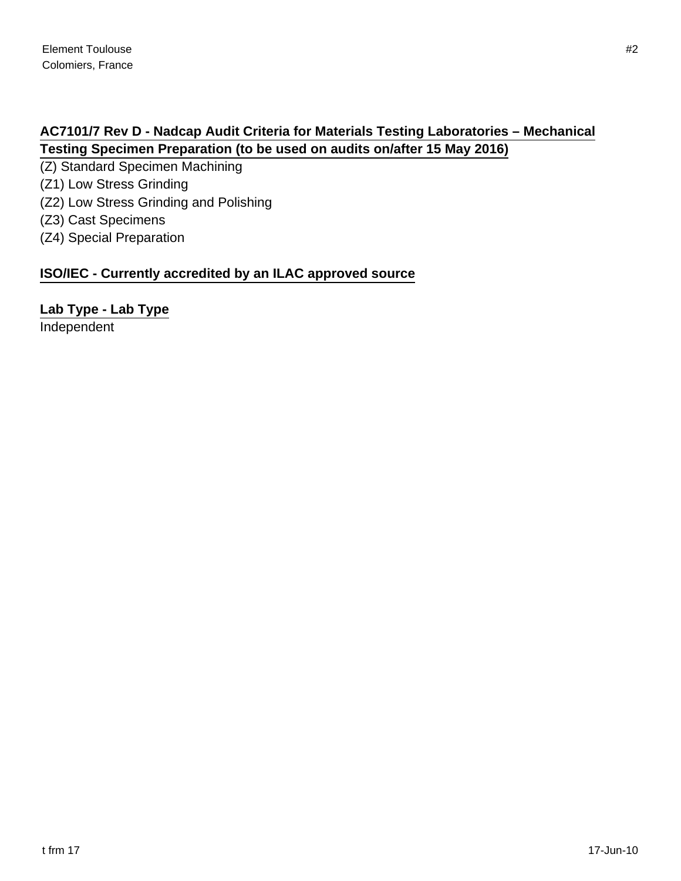**AC7101/7 Rev D - Nadcap Audit Criteria for Materials Testing Laboratories – Mechanical Testing Specimen Preparation (to be used on audits on/after 15 May 2016)**

(Z) Standard Specimen Machining

(Z1) Low Stress Grinding

(Z2) Low Stress Grinding and Polishing

(Z3) Cast Specimens

(Z4) Special Preparation

**ISO/IEC - Currently accredited by an ILAC approved source**

**Lab Type - Lab Type**

Independent